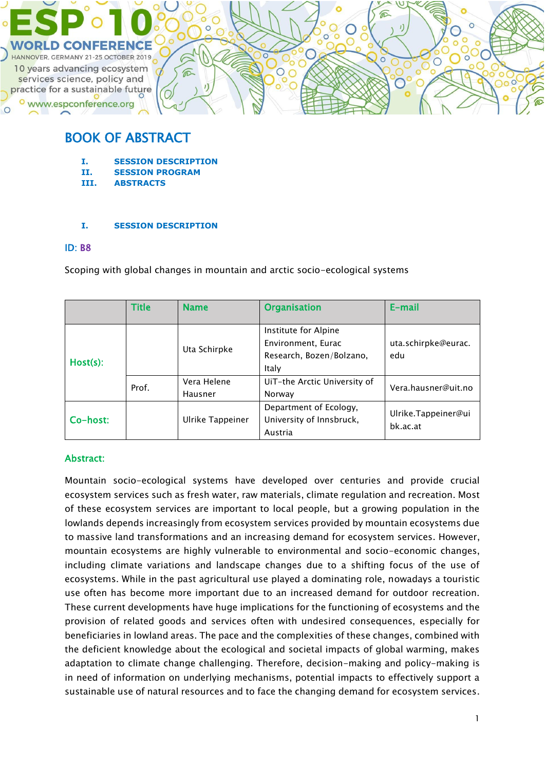ESP 10 WORLD CONFERENCE
HANNOVER, GERMANY 21-25 OCTOBER 2019
10 years advancing ecosystem services science, policy and practice for a sustainable future
www.espconference.org

# BOOK OF ABSTRACT

I. SESSION DESCRIPTION
II. SESSION PROGRAM
III. ABSTRACTS

## I. SESSION DESCRIPTION

**ID: B8**

Scoping with global changes in mountain and arctic socio-ecological systems

| | Title | Name | Organisation | E-mail |
|---|---|---|---|---|
| Host(s): | | Uta Schirpke | Institute for Alpine Environment, Eurac Research, Bozen/Bolzano, Italy | uta.schirpke@eurac.edu |
| | Prof. | Vera Helene Hausner | UiT-the Arctic University of Norway | Vera.hausner@uit.no |
| Co-host: | | Ulrike Tappeiner | Department of Ecology, University of Innsbruck, Austria | Ulrike.Tappeiner@uibk.ac.at |

**Abstract:**

Mountain socio-ecological systems have developed over centuries and provide crucial ecosystem services such as fresh water, raw materials, climate regulation and recreation. Most of these ecosystem services are important to local people, but a growing population in the lowlands depends increasingly from ecosystem services provided by mountain ecosystems due to massive land transformations and an increasing demand for ecosystem services. However, mountain ecosystems are highly vulnerable to environmental and socio-economic changes, including climate variations and landscape changes due to a shifting focus of the use of ecosystems. While in the past agricultural use played a dominating role, nowadays a touristic use often has become more important due to an increased demand for outdoor recreation. These current developments have huge implications for the functioning of ecosystems and the provision of related goods and services often with undesired consequences, especially for beneficiaries in lowland areas. The pace and the complexities of these changes, combined with the deficient knowledge about the ecological and societal impacts of global warming, makes adaptation to climate change challenging. Therefore, decision-making and policy-making is in need of information on underlying mechanisms, potential impacts to effectively support a sustainable use of natural resources and to face the changing demand for ecosystem services.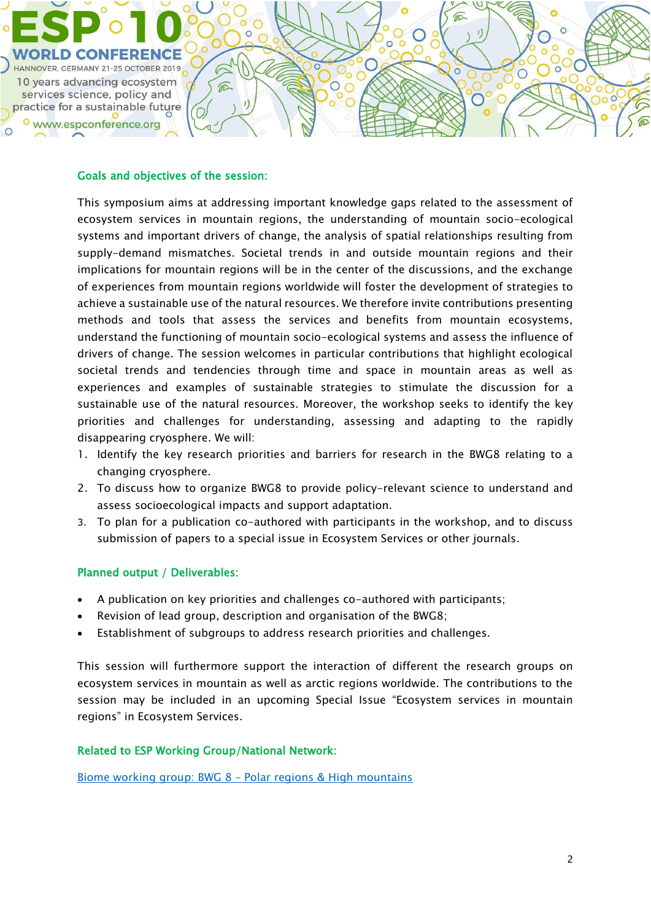### Goals and objectives of the session:

This symposium aims at addressing important knowledge gaps related to the assessment of ecosystem services in mountain regions, the understanding of mountain socio-ecological systems and important drivers of change, the analysis of spatial relationships resulting from supply-demand mismatches. Societal trends in and outside mountain regions and their implications for mountain regions will be in the center of the discussions, and the exchange of experiences from mountain regions worldwide will foster the development of strategies to achieve a sustainable use of the natural resources. We therefore invite contributions presenting methods and tools that assess the services and benefits from mountain ecosystems, understand the functioning of mountain socio-ecological systems and assess the influence of drivers of change. The session welcomes in particular contributions that highlight ecological societal trends and tendencies through time and space in mountain areas as well as experiences and examples of sustainable strategies to stimulate the discussion for a sustainable use of the natural resources. Moreover, the workshop seeks to identify the key priorities and challenges for understanding, assessing and adapting to the rapidly disappearing cryosphere. We will:

1. Identify the key research priorities and barriers for research in the BWG8 relating to a changing cryosphere.
2. To discuss how to organize BWG8 to provide policy-relevant science to understand and assess socioecological impacts and support adaptation.
3. To plan for a publication co-authored with participants in the workshop, and to discuss submission of papers to a special issue in Ecosystem Services or other journals.

### Planned output / Deliverables:

- A publication on key priorities and challenges co-authored with participants;
- Revision of lead group, description and organisation of the BWG8;
- Establishment of subgroups to address research priorities and challenges.

This session will furthermore support the interaction of different the research groups on ecosystem services in mountain as well as arctic regions worldwide. The contributions to the session may be included in an upcoming Special Issue "Ecosystem services in mountain regions" in Ecosystem Services.

### Related to ESP Working Group/National Network:

Biome working group: BWG 8 – Polar regions & High mountains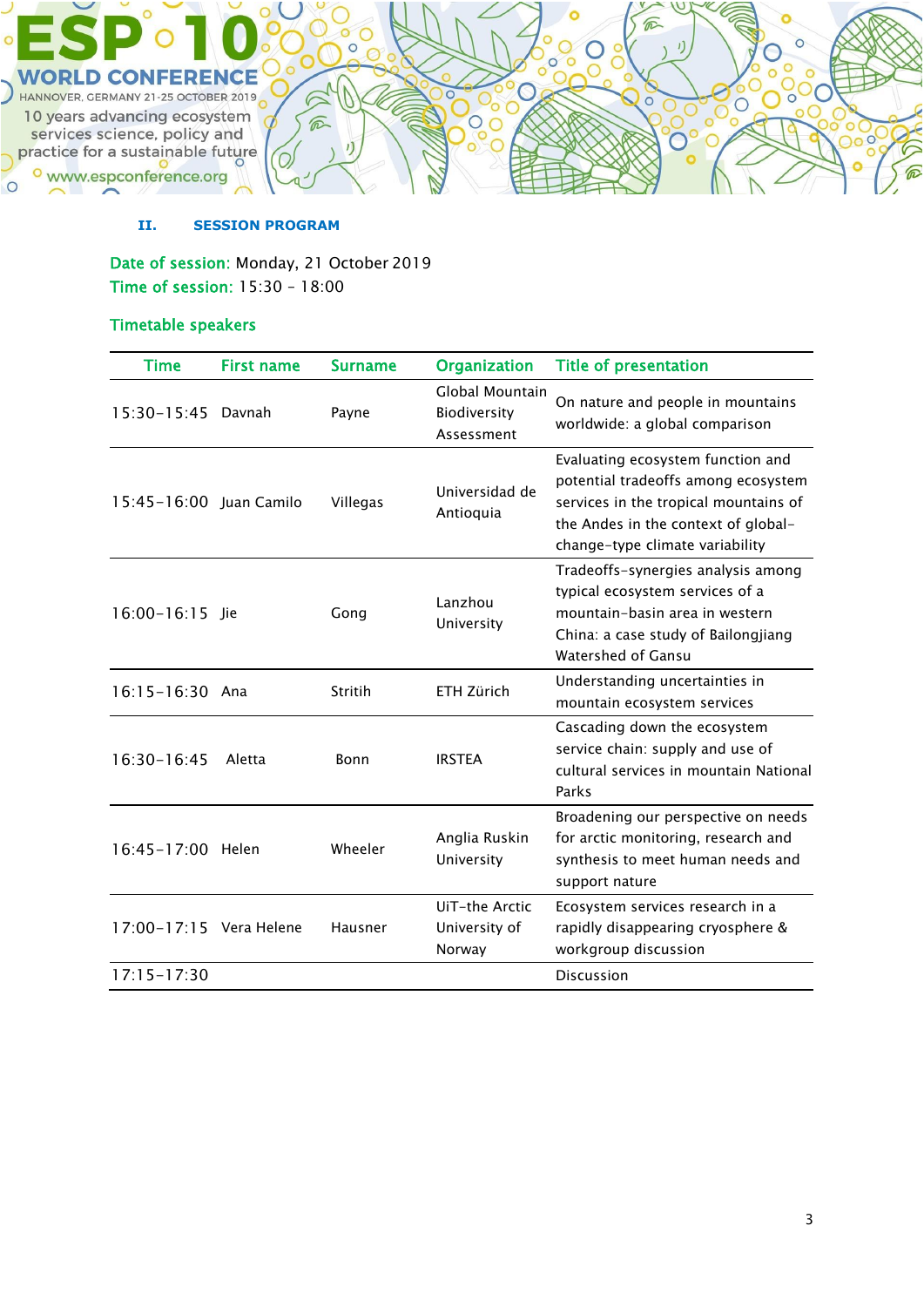## II. SESSION PROGRAM

**Date of session:** Monday, 21 October 2019
**Time of session:** 15:30 – 18:00

### Timetable speakers

| Time | First name | Surname | Organization | Title of presentation |
|---|---|---|---|---|
| 15:30–15:45 | Davnah | Payne | Global Mountain Biodiversity Assessment | On nature and people in mountains worldwide: a global comparison |
| 15:45–16:00 | Juan Camilo | Villegas | Universidad de Antioquia | Evaluating ecosystem function and potential tradeoffs among ecosystem services in the tropical mountains of the Andes in the context of global-change-type climate variability |
| 16:00–16:15 | Jie | Gong | Lanzhou University | Tradeoffs-synergies analysis among typical ecosystem services of a mountain-basin area in western China: a case study of Bailongjiang Watershed of Gansu |
| 16:15–16:30 | Ana | Stritih | ETH Zürich | Understanding uncertainties in mountain ecosystem services |
| 16:30–16:45 | Aletta | Bonn | IRSTEA | Cascading down the ecosystem service chain: supply and use of cultural services in mountain National Parks |
| 16:45–17:00 | Helen | Wheeler | Anglia Ruskin University | Broadening our perspective on needs for arctic monitoring, research and synthesis to meet human needs and support nature |
| 17:00–17:15 | Vera Helene | Hausner | UiT–the Arctic University of Norway | Ecosystem services research in a rapidly disappearing cryosphere & workgroup discussion |
| 17:15–17:30 | | | | Discussion |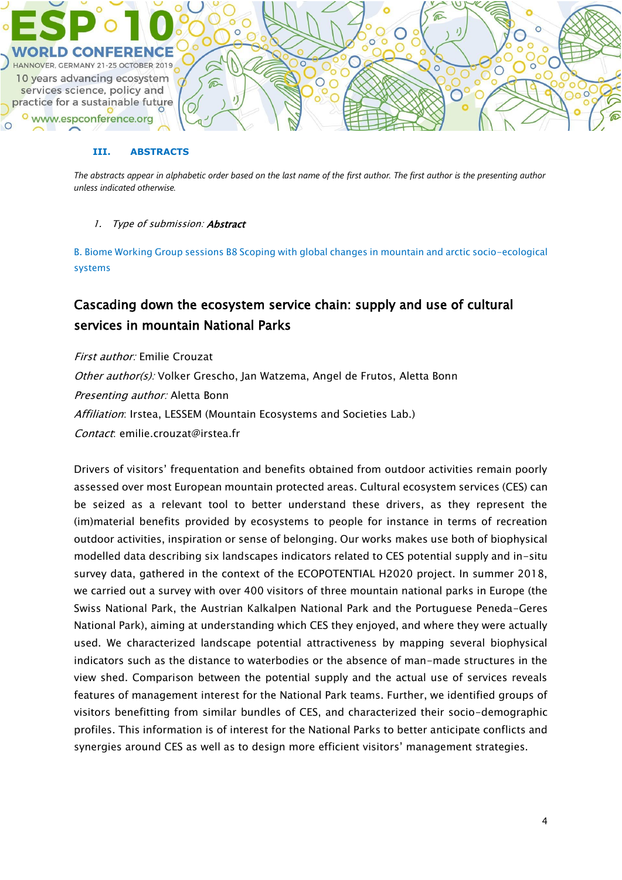## III. ABSTRACTS

*The abstracts appear in alphabetic order based on the last name of the first author. The first author is the presenting author unless indicated otherwise.*

1. *Type of submission:* ***Abstract***

B. Biome Working Group sessions B8 Scoping with global changes in mountain and arctic socio-ecological systems

### Cascading down the ecosystem service chain: supply and use of cultural services in mountain National Parks

*First author:* Emilie Crouzat

*Other author(s):* Volker Grescho, Jan Watzema, Angel de Frutos, Aletta Bonn

*Presenting author:* Aletta Bonn

*Affiliation*: Irstea, LESSEM (Mountain Ecosystems and Societies Lab.)

*Contact*: emilie.crouzat@irstea.fr

Drivers of visitors' frequentation and benefits obtained from outdoor activities remain poorly assessed over most European mountain protected areas. Cultural ecosystem services (CES) can be seized as a relevant tool to better understand these drivers, as they represent the (im)material benefits provided by ecosystems to people for instance in terms of recreation outdoor activities, inspiration or sense of belonging. Our works makes use both of biophysical modelled data describing six landscapes indicators related to CES potential supply and in-situ survey data, gathered in the context of the ECOPOTENTIAL H2020 project. In summer 2018, we carried out a survey with over 400 visitors of three mountain national parks in Europe (the Swiss National Park, the Austrian Kalkalpen National Park and the Portuguese Peneda-Geres National Park), aiming at understanding which CES they enjoyed, and where they were actually used. We characterized landscape potential attractiveness by mapping several biophysical indicators such as the distance to waterbodies or the absence of man-made structures in the view shed. Comparison between the potential supply and the actual use of services reveals features of management interest for the National Park teams. Further, we identified groups of visitors benefitting from similar bundles of CES, and characterized their socio-demographic profiles. This information is of interest for the National Parks to better anticipate conflicts and synergies around CES as well as to design more efficient visitors' management strategies.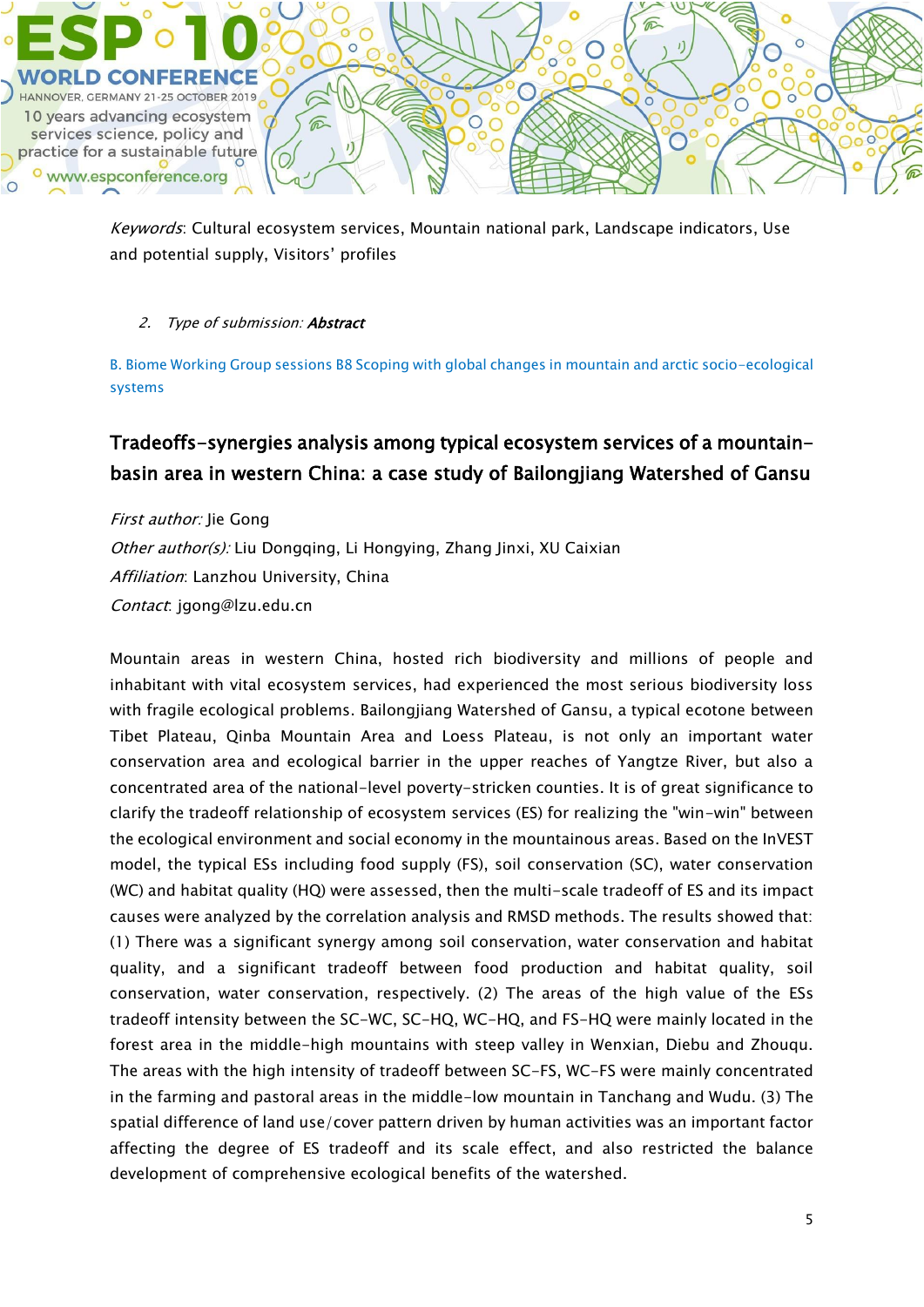*Keywords*: Cultural ecosystem services, Mountain national park, Landscape indicators, Use and potential supply, Visitors' profiles

2. *Type of submission:* ***Abstract***

B. Biome Working Group sessions B8 Scoping with global changes in mountain and arctic socio-ecological systems

## Tradeoffs-synergies analysis among typical ecosystem services of a mountain-basin area in western China: a case study of Bailongjiang Watershed of Gansu

*First author:* Jie Gong
*Other author(s):* Liu Dongqing, Li Hongying, Zhang Jinxi, XU Caixian
*Affiliation*: Lanzhou University, China
*Contact*: jgong@lzu.edu.cn

Mountain areas in western China, hosted rich biodiversity and millions of people and inhabitant with vital ecosystem services, had experienced the most serious biodiversity loss with fragile ecological problems. Bailongjiang Watershed of Gansu, a typical ecotone between Tibet Plateau, Qinba Mountain Area and Loess Plateau, is not only an important water conservation area and ecological barrier in the upper reaches of Yangtze River, but also a concentrated area of the national-level poverty-stricken counties. It is of great significance to clarify the tradeoff relationship of ecosystem services (ES) for realizing the "win-win" between the ecological environment and social economy in the mountainous areas. Based on the InVEST model, the typical ESs including food supply (FS), soil conservation (SC), water conservation (WC) and habitat quality (HQ) were assessed, then the multi-scale tradeoff of ES and its impact causes were analyzed by the correlation analysis and RMSD methods. The results showed that: (1) There was a significant synergy among soil conservation, water conservation and habitat quality, and a significant tradeoff between food production and habitat quality, soil conservation, water conservation, respectively. (2) The areas of the high value of the ESs tradeoff intensity between the SC-WC, SC-HQ, WC-HQ, and FS-HQ were mainly located in the forest area in the middle-high mountains with steep valley in Wenxian, Diebu and Zhouqu. The areas with the high intensity of tradeoff between SC-FS, WC-FS were mainly concentrated in the farming and pastoral areas in the middle-low mountain in Tanchang and Wudu. (3) The spatial difference of land use/cover pattern driven by human activities was an important factor affecting the degree of ES tradeoff and its scale effect, and also restricted the balance development of comprehensive ecological benefits of the watershed.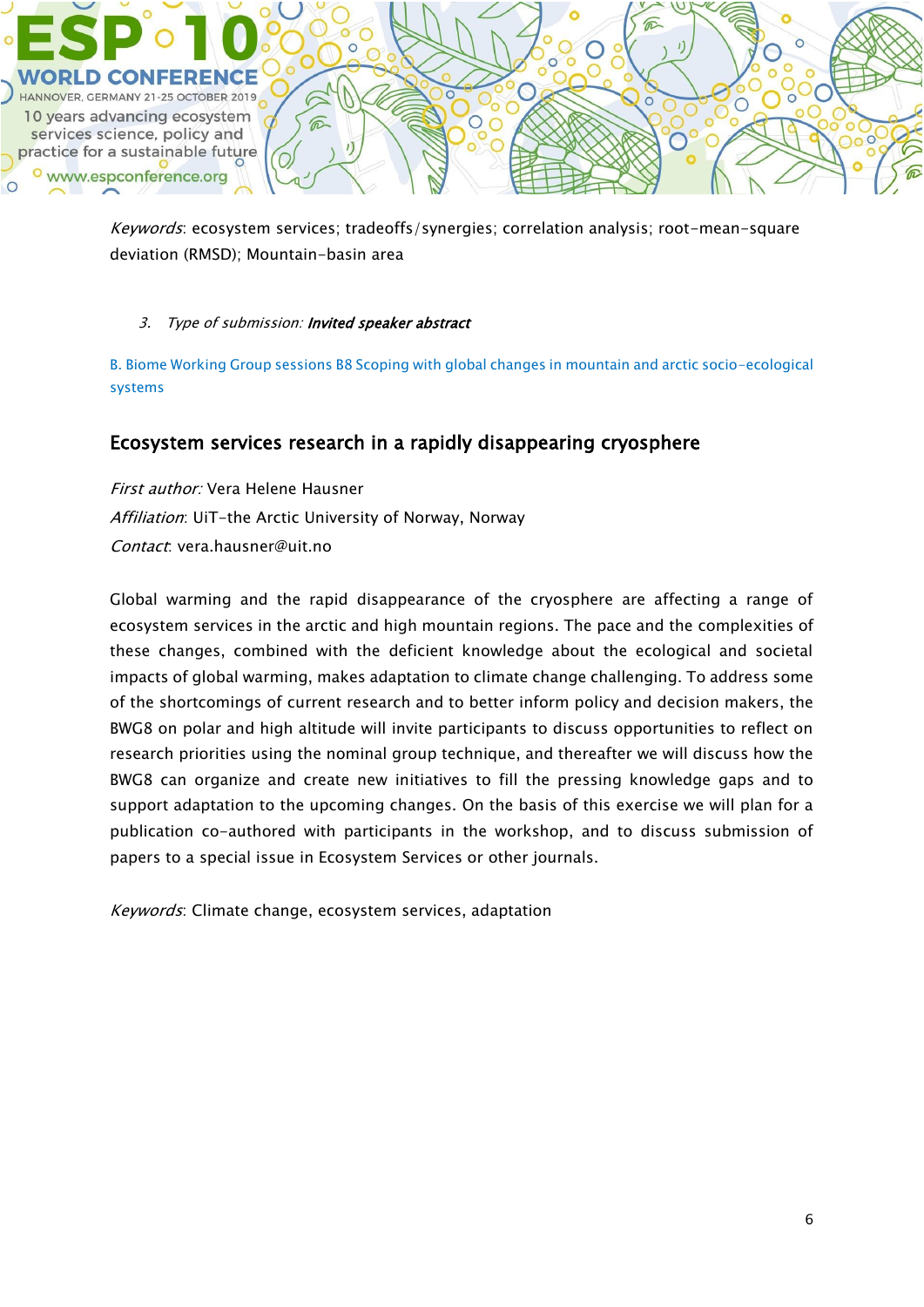*Keywords*: ecosystem services; tradeoffs/synergies; correlation analysis; root-mean-square deviation (RMSD); Mountain-basin area

3. *Type of submission:* ***Invited speaker abstract***

B. Biome Working Group sessions B8 Scoping with global changes in mountain and arctic socio-ecological systems

## Ecosystem services research in a rapidly disappearing cryosphere

*First author:* Vera Helene Hausner
*Affiliation*: UiT-the Arctic University of Norway, Norway
*Contact*: vera.hausner@uit.no

Global warming and the rapid disappearance of the cryosphere are affecting a range of ecosystem services in the arctic and high mountain regions. The pace and the complexities of these changes, combined with the deficient knowledge about the ecological and societal impacts of global warming, makes adaptation to climate change challenging. To address some of the shortcomings of current research and to better inform policy and decision makers, the BWG8 on polar and high altitude will invite participants to discuss opportunities to reflect on research priorities using the nominal group technique, and thereafter we will discuss how the BWG8 can organize and create new initiatives to fill the pressing knowledge gaps and to support adaptation to the upcoming changes. On the basis of this exercise we will plan for a publication co-authored with participants in the workshop, and to discuss submission of papers to a special issue in Ecosystem Services or other journals.

*Keywords*: Climate change, ecosystem services, adaptation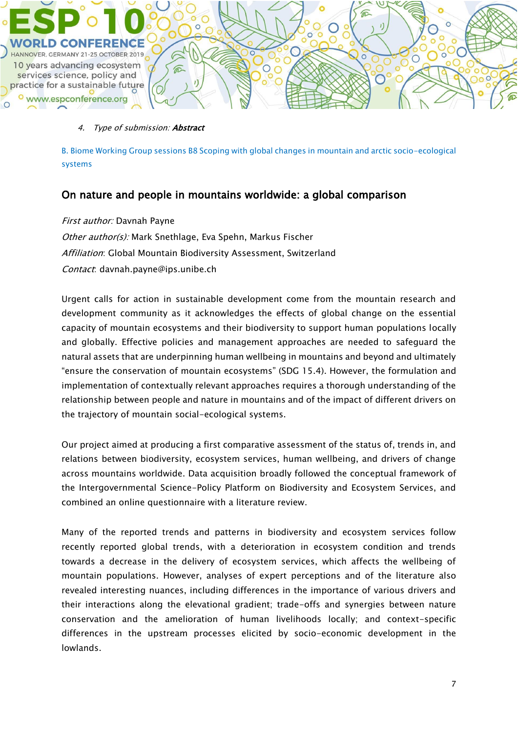4. *Type of submission:* ***Abstract***

B. Biome Working Group sessions B8 Scoping with global changes in mountain and arctic socio-ecological systems

## On nature and people in mountains worldwide: a global comparison

*First author:* Davnah Payne

*Other author(s):* Mark Snethlage, Eva Spehn, Markus Fischer

*Affiliation*: Global Mountain Biodiversity Assessment, Switzerland

*Contact*: davnah.payne@ips.unibe.ch

Urgent calls for action in sustainable development come from the mountain research and development community as it acknowledges the effects of global change on the essential capacity of mountain ecosystems and their biodiversity to support human populations locally and globally. Effective policies and management approaches are needed to safeguard the natural assets that are underpinning human wellbeing in mountains and beyond and ultimately "ensure the conservation of mountain ecosystems" (SDG 15.4). However, the formulation and implementation of contextually relevant approaches requires a thorough understanding of the relationship between people and nature in mountains and of the impact of different drivers on the trajectory of mountain social-ecological systems.

Our project aimed at producing a first comparative assessment of the status of, trends in, and relations between biodiversity, ecosystem services, human wellbeing, and drivers of change across mountains worldwide. Data acquisition broadly followed the conceptual framework of the Intergovernmental Science-Policy Platform on Biodiversity and Ecosystem Services, and combined an online questionnaire with a literature review.

Many of the reported trends and patterns in biodiversity and ecosystem services follow recently reported global trends, with a deterioration in ecosystem condition and trends towards a decrease in the delivery of ecosystem services, which affects the wellbeing of mountain populations. However, analyses of expert perceptions and of the literature also revealed interesting nuances, including differences in the importance of various drivers and their interactions along the elevational gradient; trade-offs and synergies between nature conservation and the amelioration of human livelihoods locally; and context-specific differences in the upstream processes elicited by socio-economic development in the lowlands.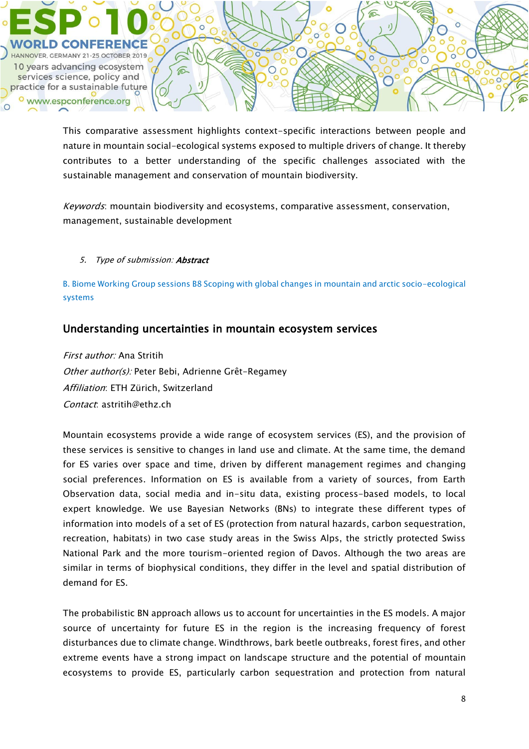This comparative assessment highlights context-specific interactions between people and nature in mountain social-ecological systems exposed to multiple drivers of change. It thereby contributes to a better understanding of the specific challenges associated with the sustainable management and conservation of mountain biodiversity.

*Keywords*: mountain biodiversity and ecosystems, comparative assessment, conservation, management, sustainable development

5. *Type of submission:* ***Abstract***

B. Biome Working Group sessions B8 Scoping with global changes in mountain and arctic socio-ecological systems

## Understanding uncertainties in mountain ecosystem services

*First author:* Ana Stritih  
*Other author(s):* Peter Bebi, Adrienne Grêt-Regamey  
*Affiliation*: ETH Zürich, Switzerland  
*Contact*: astritih@ethz.ch

Mountain ecosystems provide a wide range of ecosystem services (ES), and the provision of these services is sensitive to changes in land use and climate. At the same time, the demand for ES varies over space and time, driven by different management regimes and changing social preferences. Information on ES is available from a variety of sources, from Earth Observation data, social media and in-situ data, existing process-based models, to local expert knowledge. We use Bayesian Networks (BNs) to integrate these different types of information into models of a set of ES (protection from natural hazards, carbon sequestration, recreation, habitats) in two case study areas in the Swiss Alps, the strictly protected Swiss National Park and the more tourism-oriented region of Davos. Although the two areas are similar in terms of biophysical conditions, they differ in the level and spatial distribution of demand for ES.

The probabilistic BN approach allows us to account for uncertainties in the ES models. A major source of uncertainty for future ES in the region is the increasing frequency of forest disturbances due to climate change. Windthrows, bark beetle outbreaks, forest fires, and other extreme events have a strong impact on landscape structure and the potential of mountain ecosystems to provide ES, particularly carbon sequestration and protection from natural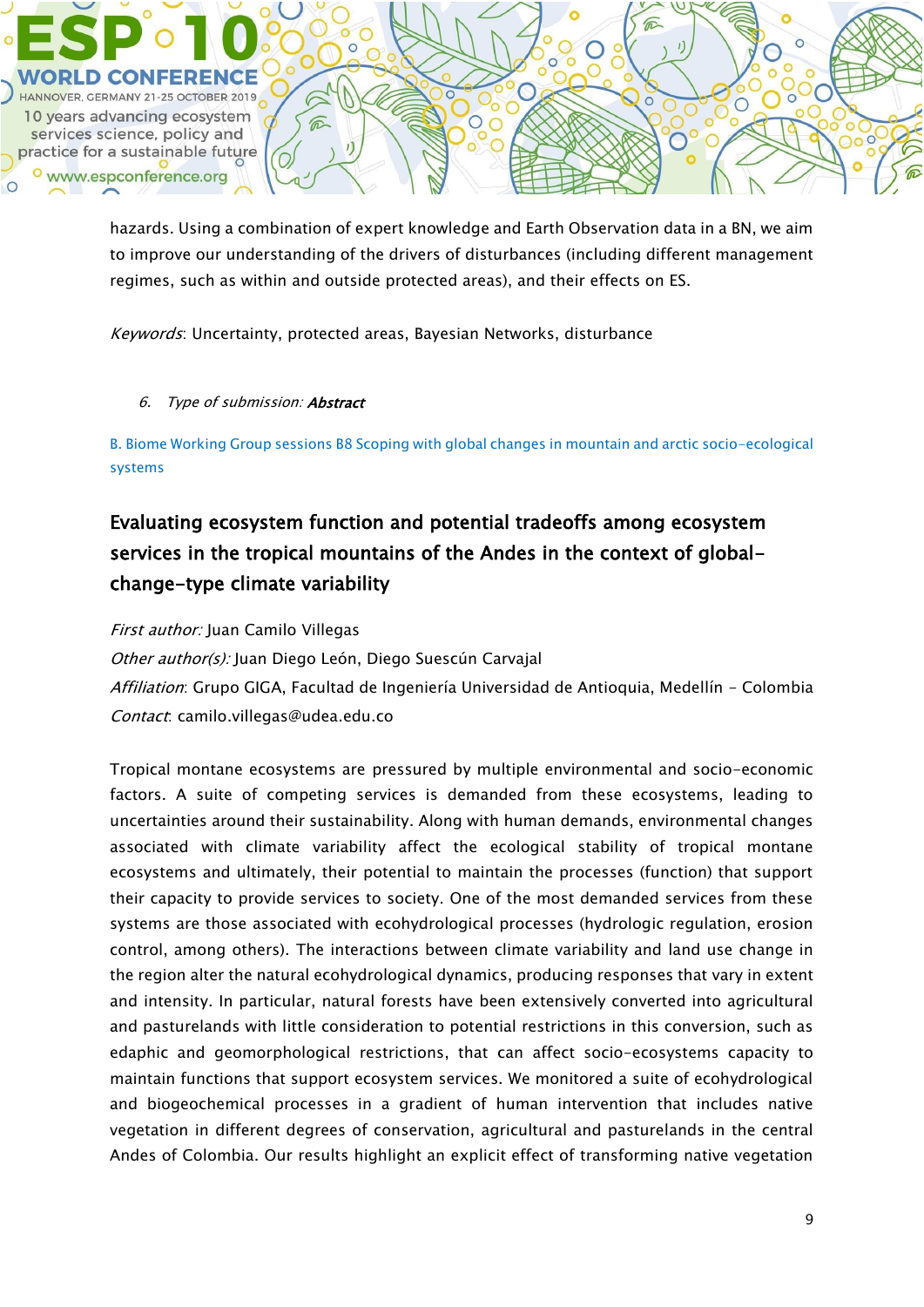hazards. Using a combination of expert knowledge and Earth Observation data in a BN, we aim to improve our understanding of the drivers of disturbances (including different management regimes, such as within and outside protected areas), and their effects on ES.

*Keywords*: Uncertainty, protected areas, Bayesian Networks, disturbance

6. *Type of submission:* ***Abstract***

B. Biome Working Group sessions B8 Scoping with global changes in mountain and arctic socio-ecological systems

## Evaluating ecosystem function and potential tradeoffs among ecosystem services in the tropical mountains of the Andes in the context of global-change-type climate variability

*First author:* Juan Camilo Villegas
*Other author(s):* Juan Diego León, Diego Suescún Carvajal
*Affiliation*: Grupo GIGA, Facultad de Ingeniería Universidad de Antioquia, Medellín - Colombia
*Contact*: camilo.villegas@udea.edu.co

Tropical montane ecosystems are pressured by multiple environmental and socio-economic factors. A suite of competing services is demanded from these ecosystems, leading to uncertainties around their sustainability. Along with human demands, environmental changes associated with climate variability affect the ecological stability of tropical montane ecosystems and ultimately, their potential to maintain the processes (function) that support their capacity to provide services to society. One of the most demanded services from these systems are those associated with ecohydrological processes (hydrologic regulation, erosion control, among others). The interactions between climate variability and land use change in the region alter the natural ecohydrological dynamics, producing responses that vary in extent and intensity. In particular, natural forests have been extensively converted into agricultural and pasturelands with little consideration to potential restrictions in this conversion, such as edaphic and geomorphological restrictions, that can affect socio-ecosystems capacity to maintain functions that support ecosystem services. We monitored a suite of ecohydrological and biogeochemical processes in a gradient of human intervention that includes native vegetation in different degrees of conservation, agricultural and pasturelands in the central Andes of Colombia. Our results highlight an explicit effect of transforming native vegetation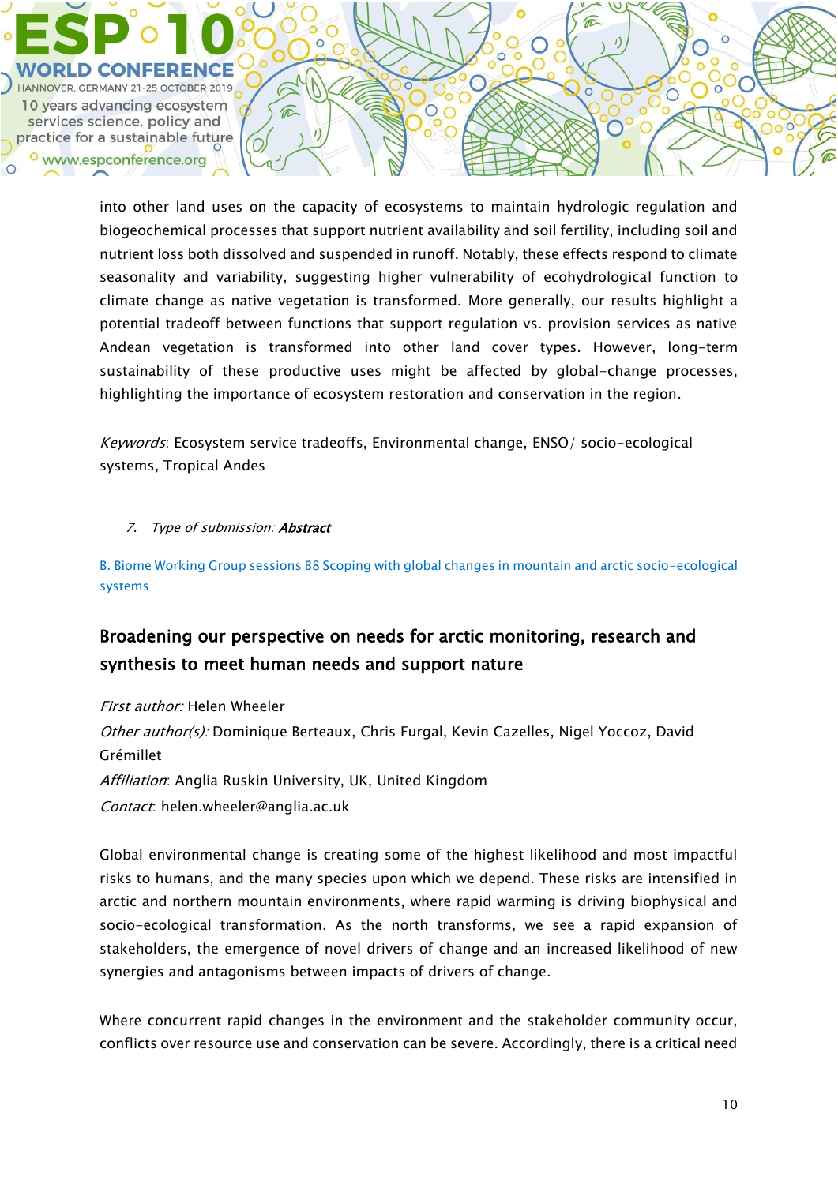into other land uses on the capacity of ecosystems to maintain hydrologic regulation and biogeochemical processes that support nutrient availability and soil fertility, including soil and nutrient loss both dissolved and suspended in runoff. Notably, these effects respond to climate seasonality and variability, suggesting higher vulnerability of ecohydrological function to climate change as native vegetation is transformed. More generally, our results highlight a potential tradeoff between functions that support regulation vs. provision services as native Andean vegetation is transformed into other land cover types. However, long-term sustainability of these productive uses might be affected by global-change processes, highlighting the importance of ecosystem restoration and conservation in the region.

*Keywords*: Ecosystem service tradeoffs, Environmental change, ENSO/ socio-ecological systems, Tropical Andes

7. *Type of submission:* ***Abstract***

B. Biome Working Group sessions B8 Scoping with global changes in mountain and arctic socio-ecological systems

## Broadening our perspective on needs for arctic monitoring, research and synthesis to meet human needs and support nature

*First author:* Helen Wheeler
*Other author(s):* Dominique Berteaux, Chris Furgal, Kevin Cazelles, Nigel Yoccoz, David Grémillet
*Affiliation*: Anglia Ruskin University, UK, United Kingdom
*Contact*: helen.wheeler@anglia.ac.uk

Global environmental change is creating some of the highest likelihood and most impactful risks to humans, and the many species upon which we depend. These risks are intensified in arctic and northern mountain environments, where rapid warming is driving biophysical and socio-ecological transformation. As the north transforms, we see a rapid expansion of stakeholders, the emergence of novel drivers of change and an increased likelihood of new synergies and antagonisms between impacts of drivers of change.

Where concurrent rapid changes in the environment and the stakeholder community occur, conflicts over resource use and conservation can be severe. Accordingly, there is a critical need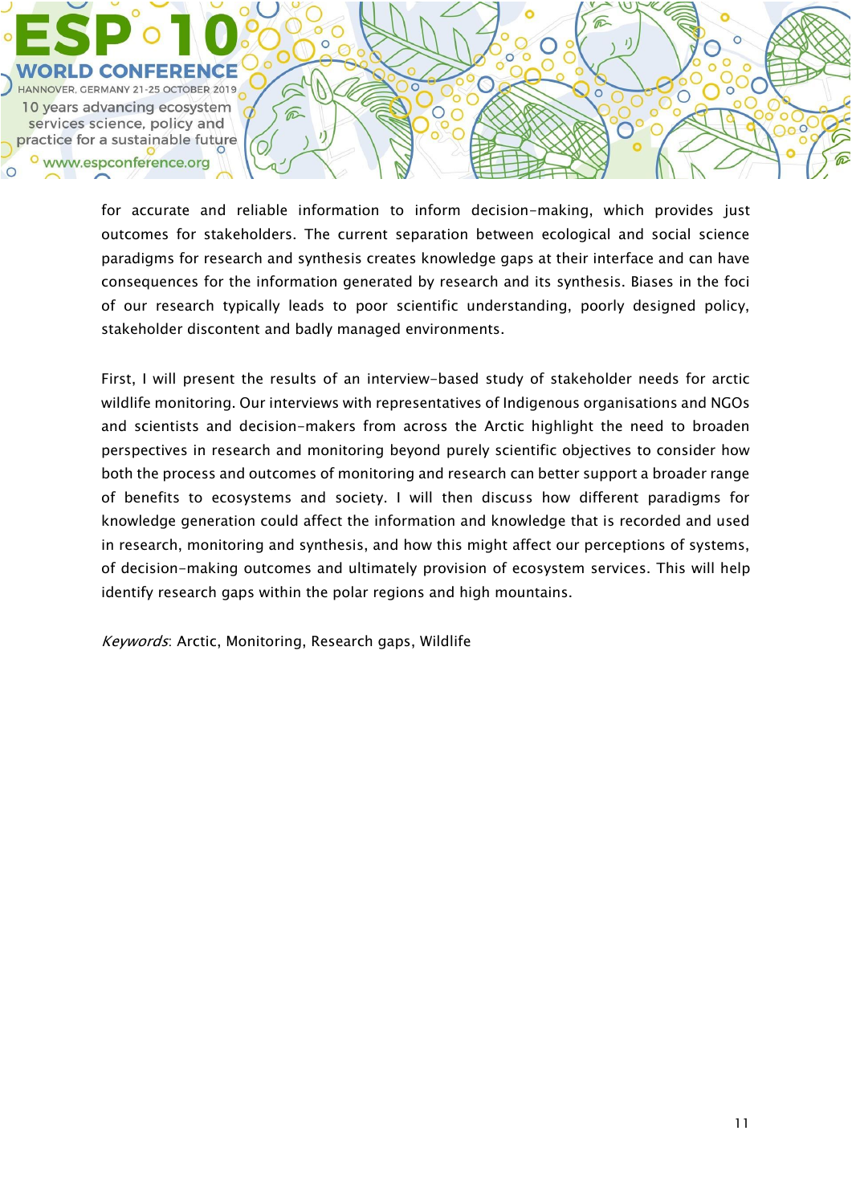for accurate and reliable information to inform decision-making, which provides just outcomes for stakeholders. The current separation between ecological and social science paradigms for research and synthesis creates knowledge gaps at their interface and can have consequences for the information generated by research and its synthesis. Biases in the foci of our research typically leads to poor scientific understanding, poorly designed policy, stakeholder discontent and badly managed environments.

First, I will present the results of an interview-based study of stakeholder needs for arctic wildlife monitoring. Our interviews with representatives of Indigenous organisations and NGOs and scientists and decision-makers from across the Arctic highlight the need to broaden perspectives in research and monitoring beyond purely scientific objectives to consider how both the process and outcomes of monitoring and research can better support a broader range of benefits to ecosystems and society. I will then discuss how different paradigms for knowledge generation could affect the information and knowledge that is recorded and used in research, monitoring and synthesis, and how this might affect our perceptions of systems, of decision-making outcomes and ultimately provision of ecosystem services. This will help identify research gaps within the polar regions and high mountains.

*Keywords*: Arctic, Monitoring, Research gaps, Wildlife